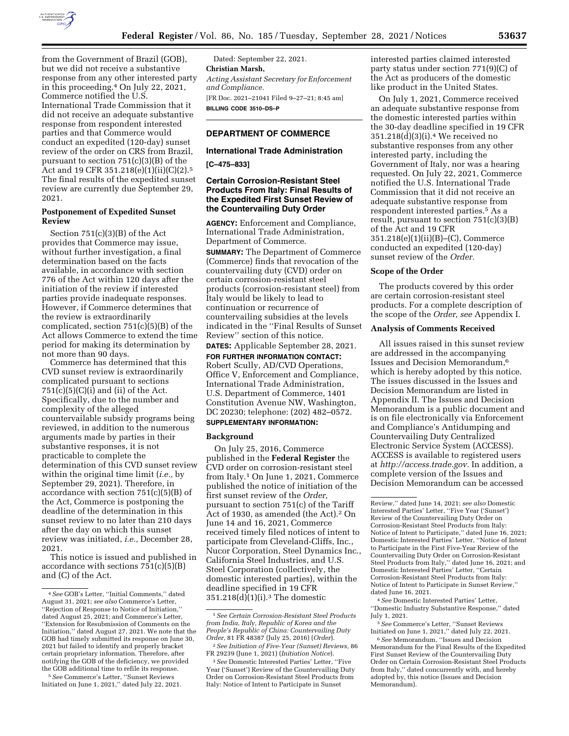from the Government of Brazil (GOB), but we did not receive a substantive response from any other interested party in this proceeding.[4] On July 22, 2021, Commerce notified the U.S. International Trade Commission that it did not receive an adequate substantive response from respondent interested parties and that Commerce would conduct an expedited (120-day) sunset review of the order on CRS from Brazil, pursuant to section 751(c)(3)(B) of the Act and 19 CFR 351.218(e)(1)(ii)(C)(2).[5] The final results of the expedited sunset review are currently due September 29, 2021.

### Postponement of Expedited Sunset Review

Section 751(c)(3)(B) of the Act provides that Commerce may issue, without further investigation, a final determination based on the facts available, in accordance with section 776 of the Act within 120 days after the initiation of the review if interested parties provide inadequate responses. However, if Commerce determines that the review is extraordinarily complicated, section 751(c)(5)(B) of the Act allows Commerce to extend the time period for making its determination by not more than 90 days.

Commerce has determined that this CVD sunset review is extraordinarily complicated pursuant to sections 751(c)(5)(C)(i) and (ii) of the Act. Specifically, due to the number and complexity of the alleged countervailable subsidy programs being reviewed, in addition to the numerous arguments made by parties in their substantive responses, it is not practicable to complete the determination of this CVD sunset review within the original time limit (*i.e.,* by September 29, 2021). Therefore, in accordance with section 751(c)(5)(B) of the Act, Commerce is postponing the deadline of the determination in this sunset review to no later than 210 days after the day on which this sunset review was initiated, *i.e.,* December 28, 2021.

This notice is issued and published in accordance with sections 751(c)(5)(B) and (C) of the Act.

Dated: September 22, 2021.

**Christian Marsh,**

*Acting Assistant Secretary for Enforcement and Compliance.*

[FR Doc. 2021–21041 Filed 9–27–21; 8:45 am]

**BILLING CODE 3510–DS–P**

---

[4] *See* GOB's Letter, "Initial Comments," dated August 31, 2021; *see also* Commerce's Letter, "Rejection of Response to Notice of Initiation," dated August 25, 2021; and Commerce's Letter, "Extension for Resubmission of Comments on the Initiation," dated August 27, 2021. We note that the GOB had timely submitted its response on June 30, 2021 but failed to identify and properly bracket certain proprietary information. Therefore, after notifying the GOB of the deficiency, we provided the GOB additional time to refile its response.

[5] *See* Commerce's Letter, "Sunset Reviews Initiated on June 1, 2021," dated July 22, 2021.

---

## DEPARTMENT OF COMMERCE

### International Trade Administration

**[C–475–833]**

### Certain Corrosion-Resistant Steel Products From Italy: Final Results of the Expedited First Sunset Review of the Countervailing Duty Order

**AGENCY:** Enforcement and Compliance, International Trade Administration, Department of Commerce.

**SUMMARY:** The Department of Commerce (Commerce) finds that revocation of the countervailing duty (CVD) order on certain corrosion-resistant steel products (corrosion-resistant steel) from Italy would be likely to lead to continuation or recurrence of countervailing subsidies at the levels indicated in the "Final Results of Sunset Review" section of this notice.

**DATES:** Applicable September 28, 2021.

**FOR FURTHER INFORMATION CONTACT:** Robert Scully, AD/CVD Operations, Office V, Enforcement and Compliance, International Trade Administration, U.S. Department of Commerce, 1401 Constitution Avenue NW, Washington, DC 20230; telephone: (202) 482–0572.

**SUPPLEMENTARY INFORMATION:**

### Background

On July 25, 2016, Commerce published in the **Federal Register** the CVD order on corrosion-resistant steel from Italy.[1] On June 1, 2021, Commerce published the notice of initiation of the first sunset review of the *Order,* pursuant to section 751(c) of the Tariff Act of 1930, as amended (the Act).[2] On June 14 and 16, 2021, Commerce received timely filed notices of intent to participate from Cleveland-Cliffs, Inc., Nucor Corporation, Steel Dynamics Inc., California Steel Industries, and U.S. Steel Corporation (collectively, the domestic interested parties), within the deadline specified in 19 CFR 351.218(d)(1)(i).[3] The domestic interested parties claimed interested party status under section 771(9)(C) of the Act as producers of the domestic like product in the United States.

On July 1, 2021, Commerce received an adequate substantive response from the domestic interested parties within the 30-day deadline specified in 19 CFR 351.218(d)(3)(i).[4] We received no substantive responses from any other interested party, including the Government of Italy, nor was a hearing requested. On July 22, 2021, Commerce notified the U.S. International Trade Commission that it did not receive an adequate substantive response from respondent interested parties.[5] As a result, pursuant to section 751(c)(3)(B) of the Act and 19 CFR 351.218(e)(1)(ii)(B)–(C), Commerce conducted an expedited (120-day) sunset review of the *Order.*

### Scope of the Order

The products covered by this order are certain corrosion-resistant steel products. For a complete description of the scope of the *Order, see* Appendix I.

### Analysis of Comments Received

All issues raised in this sunset review are addressed in the accompanying Issues and Decision Memorandum,[6] which is hereby adopted by this notice. The issues discussed in the Issues and Decision Memorandum are listed in Appendix II. The Issues and Decision Memorandum is a public document and is on file electronically via Enforcement and Compliance's Antidumping and Countervailing Duty Centralized Electronic Service System (ACCESS). ACCESS is available to registered users at *http://access.trade.gov.* In addition, a complete version of the Issues and Decision Memorandum can be accessed

---

[1] *See Certain Corrosion-Resistant Steel Products from India, Italy, Republic of Korea and the People's Republic of China: Countervailing Duty Order,* 81 FR 48387 (July 25, 2016) (*Order*).

[2] *See Initiation of Five-Year (Sunset) Reviews,* 86 FR 29239 (June 1, 2021) (*Initiation Notice*).

[3] *See* Domestic Interested Parties' Letter, "Five Year ('Sunset') Review of the Countervailing Duty Order on Corrosion-Resistant Steel Products from Italy: Notice of Intent to Participate in Sunset Review," dated June 14, 2021; *see also* Domestic Interested Parties' Letter, "Five Year ('Sunset') Review of the Countervailing Duty Order on Corrosion-Resistant Steel Products from Italy: Notice of Intent to Participate," dated June 16, 2021; Domestic Interested Parties' Letter, "Notice of Intent to Participate in the First Five-Year Review of the Countervailing Duty Order on Corrosion-Resistant Steel Products from Italy," dated June 16, 2021; and Domestic Interested Parties' Letter, "Certain Corrosion-Resistant Steel Products from Italy: Notice of Intent to Participate in Sunset Review," dated June 16, 2021.

[4] *See* Domestic Interested Parties' Letter, "Domestic Industry Substantive Response," dated July 1, 2021.

[5] *See* Commerce's Letter, "Sunset Reviews Initiated on June 1, 2021," dated July 22, 2021.

[6] *See* Memorandum, "Issues and Decision Memorandum for the Final Results of the Expedited First Sunset Review of the Countervailing Duty Order on Certain Corrosion-Resistant Steel Products from Italy," dated concurrently with, and hereby adopted by, this notice (Issues and Decision Memorandum).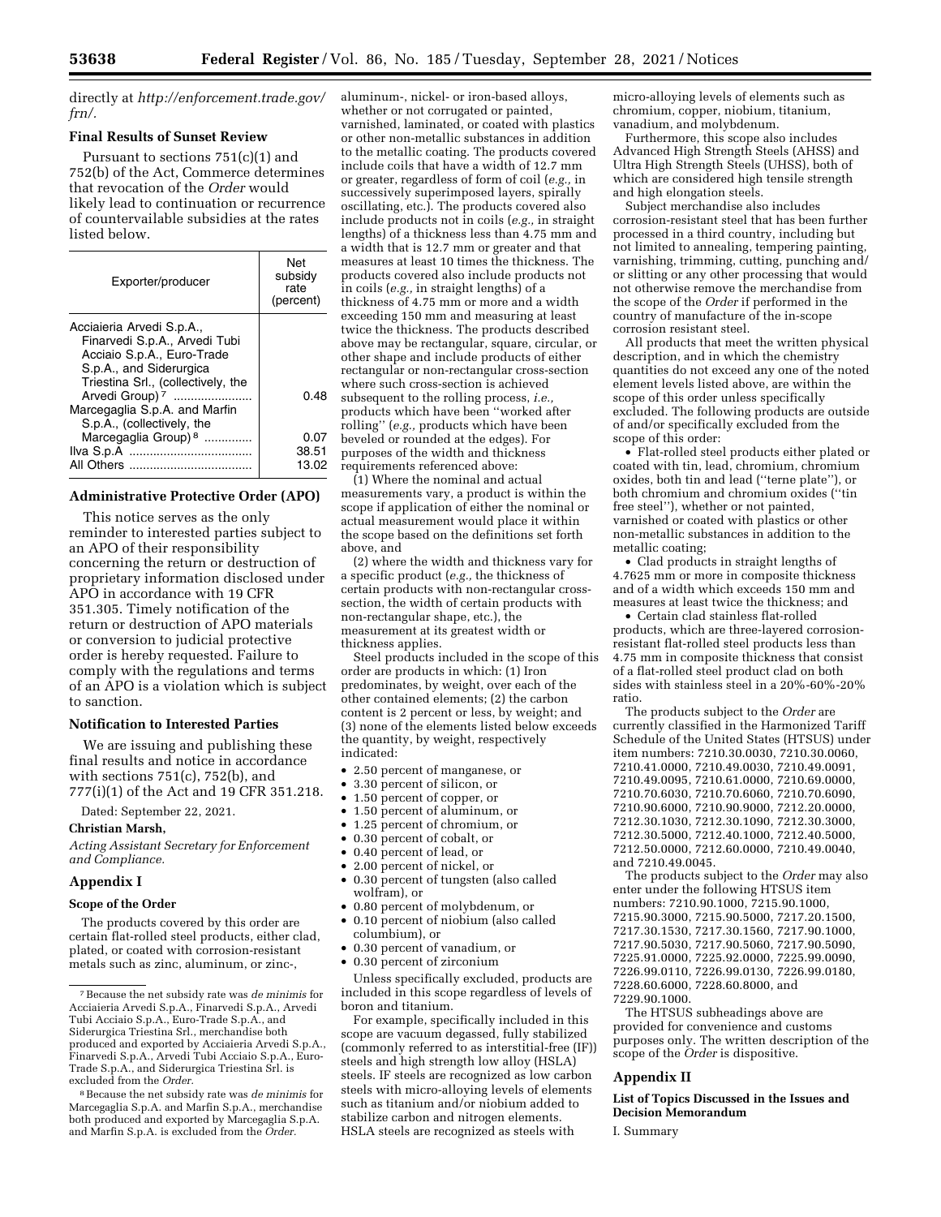directly at *http://enforcement.trade.gov/frn/*.

### Final Results of Sunset Review

Pursuant to sections 751(c)(1) and 752(b) of the Act, Commerce determines that revocation of the *Order* would likely lead to continuation or recurrence of countervailable subsidies at the rates listed below.

| Exporter/producer | Net subsidy rate (percent) |
| --- | --- |
| Acciaieria Arvedi S.p.A., Finarvedi S.p.A., Arvedi Tubi Acciaio S.p.A., Euro-Trade S.p.A., and Siderurgica Triestina Srl., (collectively, the Arvedi Group) [7] | 0.48 |
| Marcegaglia S.p.A. and Marfin S.p.A., (collectively, the Marcegaglia Group) [8] | 0.07 |
| Ilva S.p.A | 38.51 |
| All Others | 13.02 |

### Administrative Protective Order (APO)

This notice serves as the only reminder to interested parties subject to an APO of their responsibility concerning the return or destruction of proprietary information disclosed under APO in accordance with 19 CFR 351.305. Timely notification of the return or destruction of APO materials or conversion to judicial protective order is hereby requested. Failure to comply with the regulations and terms of an APO is a violation which is subject to sanction.

### Notification to Interested Parties

We are issuing and publishing these final results and notice in accordance with sections 751(c), 752(b), and 777(i)(1) of the Act and 19 CFR 351.218.

Dated: September 22, 2021.

**Christian Marsh,**

*Acting Assistant Secretary for Enforcement and Compliance.*

## Appendix I

### Scope of the Order

The products covered by this order are certain flat-rolled steel products, either clad, plated, or coated with corrosion-resistant metals such as zinc, aluminum, or zinc-, aluminum-, nickel- or iron-based alloys, whether or not corrugated or painted, varnished, laminated, or coated with plastics or other non-metallic substances in addition to the metallic coating. The products covered include coils that have a width of 12.7 mm or greater, regardless of form of coil (*e.g.,* in successively superimposed layers, spirally oscillating, etc.). The products covered also include products not in coils (*e.g.,* in straight lengths) of a thickness less than 4.75 mm and a width that is 12.7 mm or greater and that measures at least 10 times the thickness. The products covered also include products not in coils (*e.g.,* in straight lengths) of a thickness of 4.75 mm or more and a width exceeding 150 mm and measuring at least twice the thickness. The products described above may be rectangular, square, circular, or other shape and include products of either rectangular or non-rectangular cross-section where such cross-section is achieved subsequent to the rolling process, *i.e.,* products which have been "worked after rolling" (*e.g.,* products which have been beveled or rounded at the edges). For purposes of the width and thickness requirements referenced above:

(1) Where the nominal and actual measurements vary, a product is within the scope if application of either the nominal or actual measurement would place it within the scope based on the definitions set forth above, and

(2) where the width and thickness vary for a specific product (*e.g.,* the thickness of certain products with non-rectangular cross-section, the width of certain products with non-rectangular shape, etc.), the measurement at its greatest width or thickness applies.

Steel products included in the scope of this order are products in which: (1) Iron predominates, by weight, over each of the other contained elements; (2) the carbon content is 2 percent or less, by weight; and (3) none of the elements listed below exceeds the quantity, by weight, respectively indicated:

- 2.50 percent of manganese, or
- 3.30 percent of silicon, or
- 1.50 percent of copper, or
- 1.50 percent of aluminum, or
- 1.25 percent of chromium, or
- 0.30 percent of cobalt, or
- 0.40 percent of lead, or
- 2.00 percent of nickel, or
- 0.30 percent of tungsten (also called wolfram), or
- 0.80 percent of molybdenum, or
- 0.10 percent of niobium (also called columbium), or
- 0.30 percent of vanadium, or
- 0.30 percent of zirconium

Unless specifically excluded, products are included in this scope regardless of levels of boron and titanium.

For example, specifically included in this scope are vacuum degassed, fully stabilized (commonly referred to as interstitial-free (IF)) steels and high strength low alloy (HSLA) steels. IF steels are recognized as low carbon steels with micro-alloying levels of elements such as titanium and/or niobium added to stabilize carbon and nitrogen elements. HSLA steels are recognized as steels with micro-alloying levels of elements such as chromium, copper, niobium, titanium, vanadium, and molybdenum.

Furthermore, this scope also includes Advanced High Strength Steels (AHSS) and Ultra High Strength Steels (UHSS), both of which are considered high tensile strength and high elongation steels.

Subject merchandise also includes corrosion-resistant steel that has been further processed in a third country, including but not limited to annealing, tempering painting, varnishing, trimming, cutting, punching and/or slitting or any other processing that would not otherwise remove the merchandise from the scope of the *Order* if performed in the country of manufacture of the in-scope corrosion resistant steel.

All products that meet the written physical description, and in which the chemistry quantities do not exceed any one of the noted element levels listed above, are within the scope of this order unless specifically excluded. The following products are outside of and/or specifically excluded from the scope of this order:

- Flat-rolled steel products either plated or coated with tin, lead, chromium, chromium oxides, both tin and lead ("terne plate"), or both chromium and chromium oxides ("tin free steel"), whether or not painted, varnished or coated with plastics or other non-metallic substances in addition to the metallic coating;
- Clad products in straight lengths of 4.7625 mm or more in composite thickness and of a width which exceeds 150 mm and measures at least twice the thickness; and
- Certain clad stainless flat-rolled products, which are three-layered corrosion-resistant flat-rolled steel products less than 4.75 mm in composite thickness that consist of a flat-rolled steel product clad on both sides with stainless steel in a 20%-60%-20% ratio.

The products subject to the *Order* are currently classified in the Harmonized Tariff Schedule of the United States (HTSUS) under item numbers: 7210.30.0030, 7210.30.0060, 7210.41.0000, 7210.49.0030, 7210.49.0091, 7210.49.0095, 7210.61.0000, 7210.69.0000, 7210.70.6030, 7210.70.6060, 7210.70.6090, 7210.90.6000, 7210.90.9000, 7212.20.0000, 7212.30.1030, 7212.30.1090, 7212.30.3000, 7212.30.5000, 7212.40.1000, 7212.40.5000, 7212.50.0000, 7212.60.0000, 7210.49.0040, and 7210.49.0045.

The products subject to the *Order* may also enter under the following HTSUS item numbers: 7210.90.1000, 7215.90.1000, 7215.90.3000, 7215.90.5000, 7217.20.1500, 7217.30.1530, 7217.30.1560, 7217.90.1000, 7217.90.5030, 7217.90.5060, 7217.90.5090, 7225.91.0000, 7225.92.0000, 7225.99.0090, 7226.99.0110, 7226.99.0130, 7226.99.0180, 7228.60.6000, 7228.60.8000, and 7229.90.1000.

The HTSUS subheadings above are provided for convenience and customs purposes only. The written description of the scope of the *Order* is dispositive.

## Appendix II

### List of Topics Discussed in the Issues and Decision Memorandum

I. Summary

[7] Because the net subsidy rate was *de minimis* for Acciaieria Arvedi S.p.A., Finarvedi S.p.A., Arvedi Tubi Acciaio S.p.A., Euro-Trade S.p.A., and Siderurgica Triestina Srl., merchandise both produced and exported by Acciaieria Arvedi S.p.A., Finarvedi S.p.A., Arvedi Tubi Acciaio S.p.A., Euro-Trade S.p.A., and Siderurgica Triestina Srl. is excluded from the *Order*.

[8] Because the net subsidy rate was *de minimis* for Marcegaglia S.p.A. and Marfin S.p.A., merchandise both produced and exported by Marcegaglia S.p.A. and Marfin S.p.A. is excluded from the *Order*.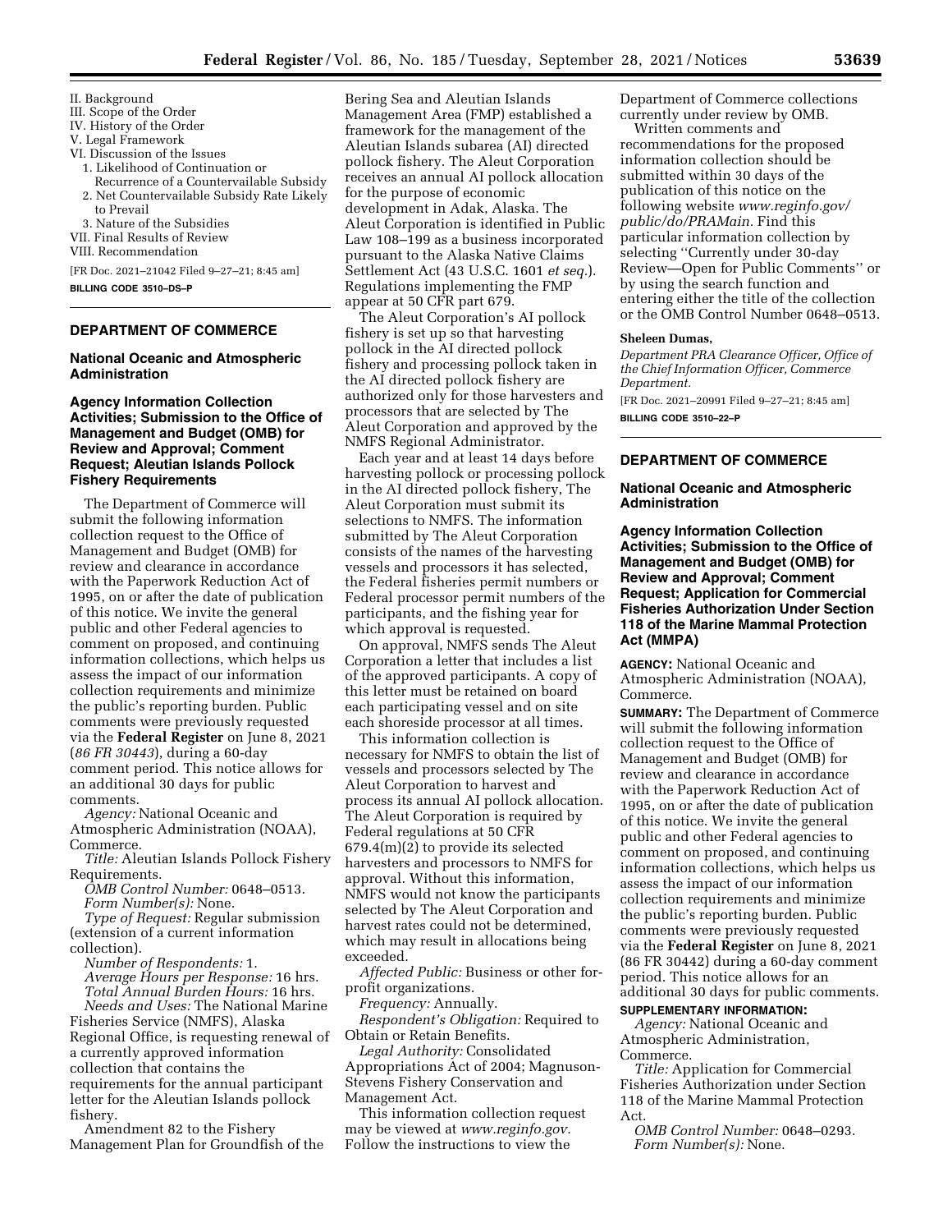II. Background
III. Scope of the Order
IV. History of the Order
V. Legal Framework
VI. Discussion of the Issues
1. Likelihood of Continuation or Recurrence of a Countervailable Subsidy
2. Net Countervailable Subsidy Rate Likely to Prevail
3. Nature of the Subsidies
VII. Final Results of Review
VIII. Recommendation

[FR Doc. 2021–21042 Filed 9–27–21; 8:45 am]

**BILLING CODE 3510–DS–P**

## DEPARTMENT OF COMMERCE

### National Oceanic and Atmospheric Administration

### Agency Information Collection Activities; Submission to the Office of Management and Budget (OMB) for Review and Approval; Comment Request; Aleutian Islands Pollock Fishery Requirements

The Department of Commerce will submit the following information collection request to the Office of Management and Budget (OMB) for review and clearance in accordance with the Paperwork Reduction Act of 1995, on or after the date of publication of this notice. We invite the general public and other Federal agencies to comment on proposed, and continuing information collections, which helps us assess the impact of our information collection requirements and minimize the public's reporting burden. Public comments were previously requested via the **Federal Register** on June 8, 2021 (*86 FR 30443*), during a 60-day comment period. This notice allows for an additional 30 days for public comments.

*Agency:* National Oceanic and Atmospheric Administration (NOAA), Commerce.

*Title:* Aleutian Islands Pollock Fishery Requirements.

*OMB Control Number:* 0648–0513.

*Form Number(s):* None.

*Type of Request:* Regular submission (extension of a current information collection).

*Number of Respondents:* 1.

*Average Hours per Response:* 16 hrs.

*Total Annual Burden Hours:* 16 hrs.

*Needs and Uses:* The National Marine Fisheries Service (NMFS), Alaska Regional Office, is requesting renewal of a currently approved information collection that contains the requirements for the annual participant letter for the Aleutian Islands pollock fishery.

Amendment 82 to the Fishery Management Plan for Groundfish of the Bering Sea and Aleutian Islands Management Area (FMP) established a framework for the management of the Aleutian Islands subarea (AI) directed pollock fishery. The Aleut Corporation receives an annual AI pollock allocation for the purpose of economic development in Adak, Alaska. The Aleut Corporation is identified in Public Law 108–199 as a business incorporated pursuant to the Alaska Native Claims Settlement Act (43 U.S.C. 1601 *et seq.*). Regulations implementing the FMP appear at 50 CFR part 679.

The Aleut Corporation's AI pollock fishery is set up so that harvesting pollock in the AI directed pollock fishery and processing pollock taken in the AI directed pollock fishery are authorized only for those harvesters and processors that are selected by The Aleut Corporation and approved by the NMFS Regional Administrator.

Each year and at least 14 days before harvesting pollock or processing pollock in the AI directed pollock fishery, The Aleut Corporation must submit its selections to NMFS. The information submitted by The Aleut Corporation consists of the names of the harvesting vessels and processors it has selected, the Federal fisheries permit numbers or Federal processor permit numbers of the participants, and the fishing year for which approval is requested.

On approval, NMFS sends The Aleut Corporation a letter that includes a list of the approved participants. A copy of this letter must be retained on board each participating vessel and on site each shoreside processor at all times.

This information collection is necessary for NMFS to obtain the list of vessels and processors selected by The Aleut Corporation to harvest and process its annual AI pollock allocation. The Aleut Corporation is required by Federal regulations at 50 CFR 679.4(m)(2) to provide its selected harvesters and processors to NMFS for approval. Without this information, NMFS would not know the participants selected by The Aleut Corporation and harvest rates could not be determined, which may result in allocations being exceeded.

*Affected Public:* Business or other for-profit organizations.

*Frequency:* Annually.

*Respondent's Obligation:* Required to Obtain or Retain Benefits.

*Legal Authority:* Consolidated Appropriations Act of 2004; Magnuson-Stevens Fishery Conservation and Management Act.

This information collection request may be viewed at *www.reginfo.gov*. Follow the instructions to view the Department of Commerce collections currently under review by OMB.

Written comments and recommendations for the proposed information collection should be submitted within 30 days of the publication of this notice on the following website *www.reginfo.gov/public/do/PRAMain*. Find this particular information collection by selecting "Currently under 30-day Review—Open for Public Comments" or by using the search function and entering either the title of the collection or the OMB Control Number 0648–0513.

**Sheleen Dumas,**

*Department PRA Clearance Officer, Office of the Chief Information Officer, Commerce Department.*

[FR Doc. 2021–20991 Filed 9–27–21; 8:45 am]

**BILLING CODE 3510–22–P**

## DEPARTMENT OF COMMERCE

### National Oceanic and Atmospheric Administration

### Agency Information Collection Activities; Submission to the Office of Management and Budget (OMB) for Review and Approval; Comment Request; Application for Commercial Fisheries Authorization Under Section 118 of the Marine Mammal Protection Act (MMPA)

**AGENCY:** National Oceanic and Atmospheric Administration (NOAA), Commerce.

**SUMMARY:** The Department of Commerce will submit the following information collection request to the Office of Management and Budget (OMB) for review and clearance in accordance with the Paperwork Reduction Act of 1995, on or after the date of publication of this notice. We invite the general public and other Federal agencies to comment on proposed, and continuing information collections, which helps us assess the impact of our information collection requirements and minimize the public's reporting burden. Public comments were previously requested via the **Federal Register** on June 8, 2021 (86 FR 30442) during a 60-day comment period. This notice allows for an additional 30 days for public comments.

**SUPPLEMENTARY INFORMATION:**

*Agency:* National Oceanic and Atmospheric Administration, Commerce.

*Title:* Application for Commercial Fisheries Authorization under Section 118 of the Marine Mammal Protection Act.

*OMB Control Number:* 0648–0293.

*Form Number(s):* None.